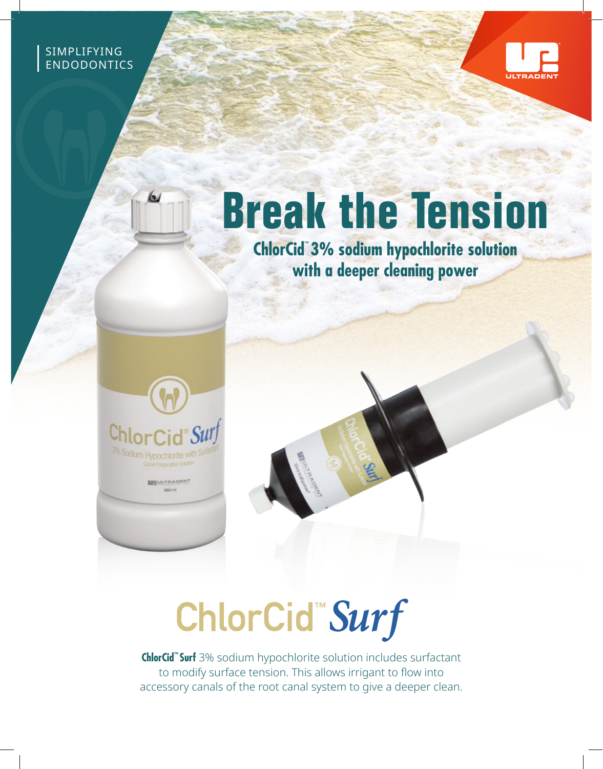SIMPLIFYING ENDODONTICS

ULTRADENT

# Break the Tension

**ChlorCid™ 3% sodium hypochlorite solution with a deeper cleaning power**

## ChlorCid™ *Surf*

**ChlorCid™ Surf** 3% sodium hypochlorite solution includes surfactant to modify surface tension. This allows irrigant to flow into accessory canals of the root canal system to give a deeper clean.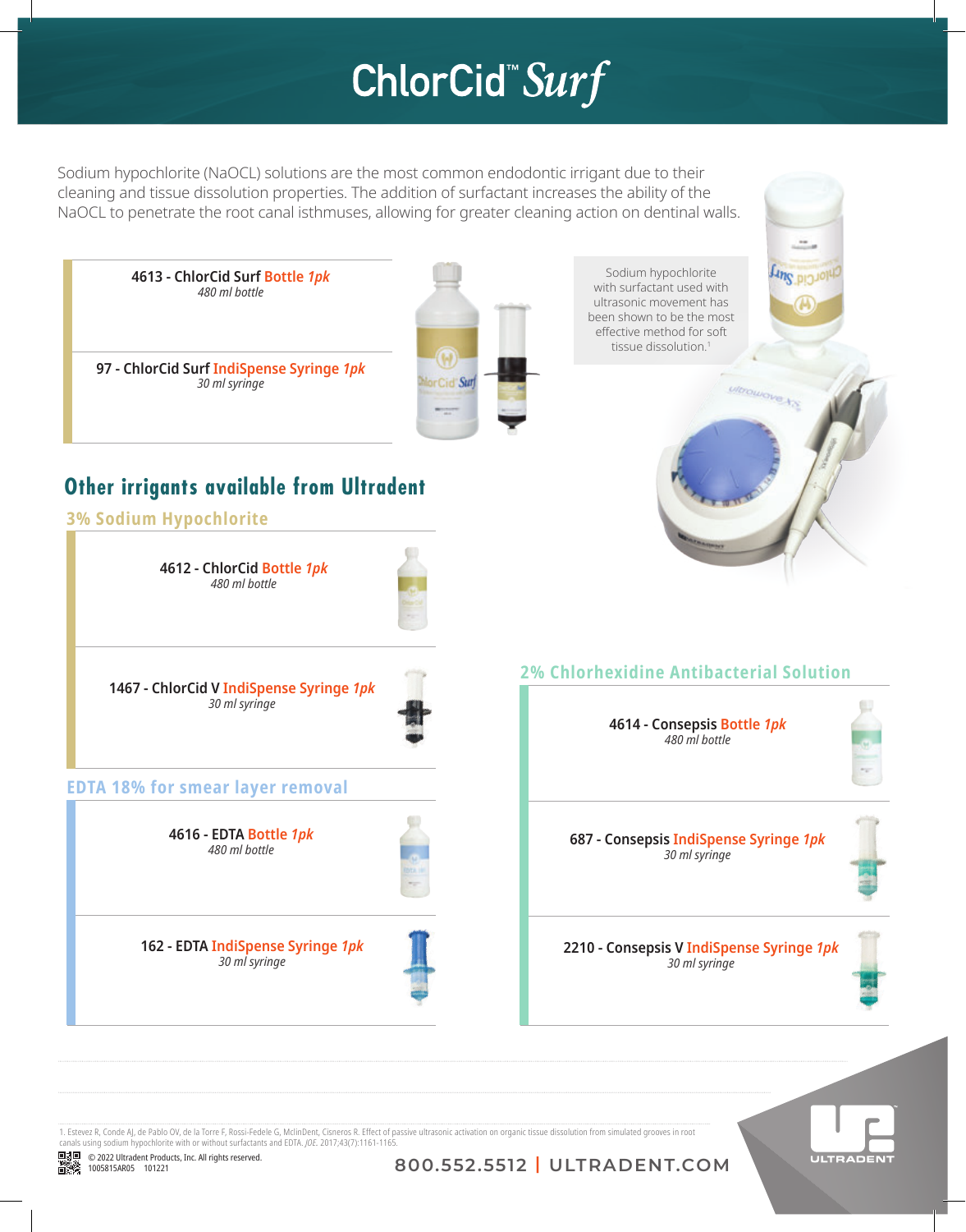# ChlorCid™ Surf

Sodium hypochlorite (NaOCL) solutions are the most common endodontic irrigant due to their cleaning and tissue dissolution properties. The addition of surfactant increases the ability of the NaOCL to penetrate the root canal isthmuses, allowing for greater cleaning action on dentinal walls.

**4613 - ChlorCid Surf Bottle *1pk***
*480 ml bottle*

**97 - ChlorCid Surf IndiSpense Syringe *1pk***
*30 ml syringe*

Sodium hypochlorite with surfactant used with ultrasonic movement has been shown to be the most effective method for soft tissue dissolution.[1]

## Other irrigants available from Ultradent

### 3% Sodium Hypochlorite

**4612 - ChlorCid Bottle *1pk***
*480 ml bottle*

**1467 - ChlorCid V IndiSpense Syringe *1pk***
*30 ml syringe*

### EDTA 18% for smear layer removal

**4616 - EDTA Bottle *1pk***
*480 ml bottle*

**162 - EDTA IndiSpense Syringe *1pk***
*30 ml syringe*

### 2% Chlorhexidine Antibacterial Solution

**4614 - Consepsis Bottle *1pk***
*480 ml bottle*

**687 - Consepsis IndiSpense Syringe *1pk***
*30 ml syringe*

**2210 - Consepsis V IndiSpense Syringe *1pk***
*30 ml syringe*

1. Estevez R, Conde AJ, de Pablo OV, de la Torre F, Rossi-Fedele G, McIinDent, Cisneros R. Effect of passive ultrasonic activation on organic tissue dissolution from simulated grooves in root canals using sodium hypochlorite with or without surfactants and EDTA. *JOE*. 2017;43(7):1161-1165.

© 2022 Ultradent Products, Inc. All rights reserved.
1005815AR05 101221

800.552.5512 | ULTRADENT.COM

ULTRADENT